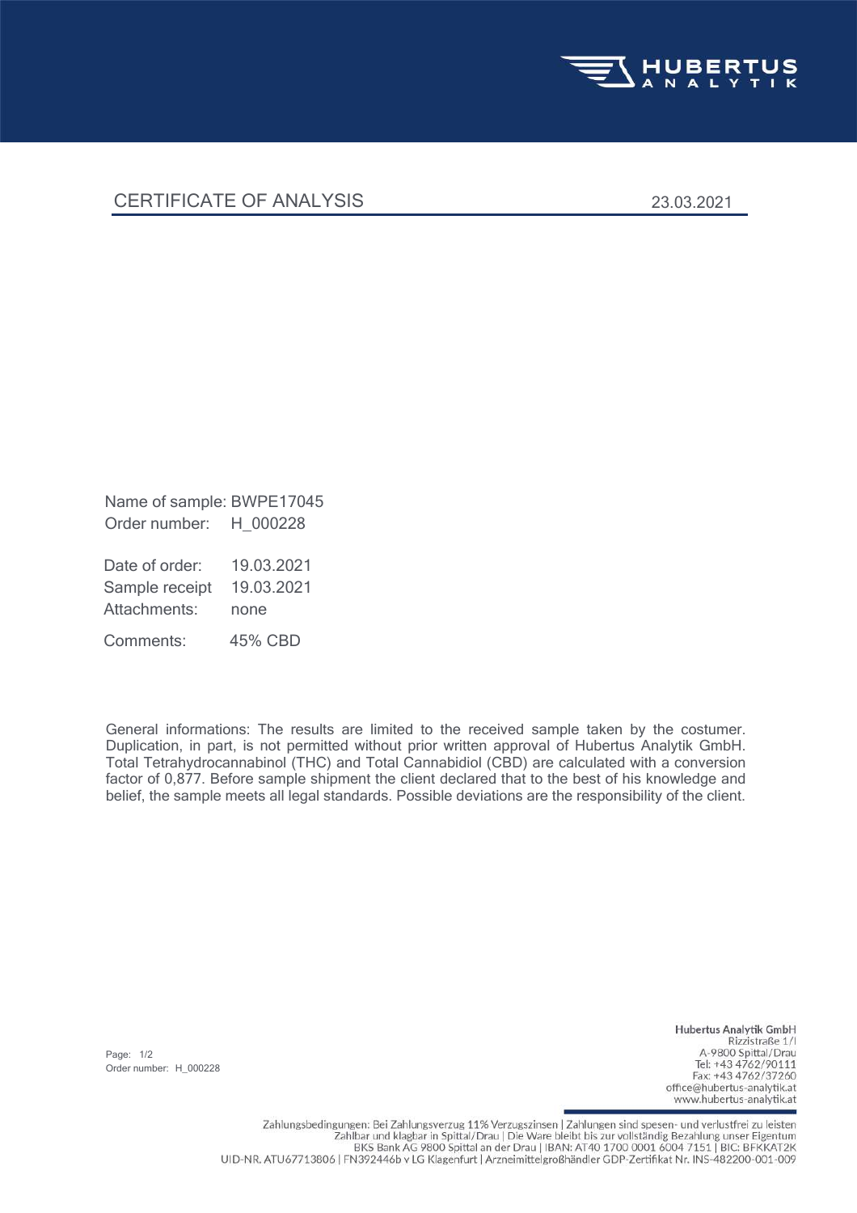HUBERTUS ANALYTIK

# CERTIFICATE OF ANALYSIS

23.03.2021

Name of sample: BWPE17045
Order number: H_000228

Date of order: 19.03.2021
Sample receipt 19.03.2021
Attachments: none

Comments: 45% CBD

General informations: The results are limited to the received sample taken by the costumer. Duplication, in part, is not permitted without prior written approval of Hubertus Analytik GmbH. Total Tetrahydrocannabinol (THC) and Total Cannabidiol (CBD) are calculated with a conversion factor of 0,877. Before sample shipment the client declared that to the best of his knowledge and belief, the sample meets all legal standards. Possible deviations are the responsibility of the client.

Order number: H_000228

**Hubertus Analytik GmbH**
Rizzistraße 1/I
A-9800 Spittal/Drau
Tel: +43 4762/90111
Fax: +43 4762/37260
office@hubertus-analytik.at
www.hubertus-analytik.at

Zahlungsbedingungen: Bei Zahlungsverzug 11% Verzugszinsen | Zahlungen sind spesen- und verlustfrei zu leisten
Zahlbar und klagbar in Spittal/Drau | Die Ware bleibt bis zur vollständig Bezahlung unser Eigentum
BKS Bank AG 9800 Spittal an der Drau | IBAN: AT40 1700 0001 6004 7151 | BIC: BFKKAT2K
UID-NR. ATU67713806 | FN392446b v LG Klagenfurt | Arzneimittelgroßhändler GDP-Zertifikat Nr. INS-482200-001-009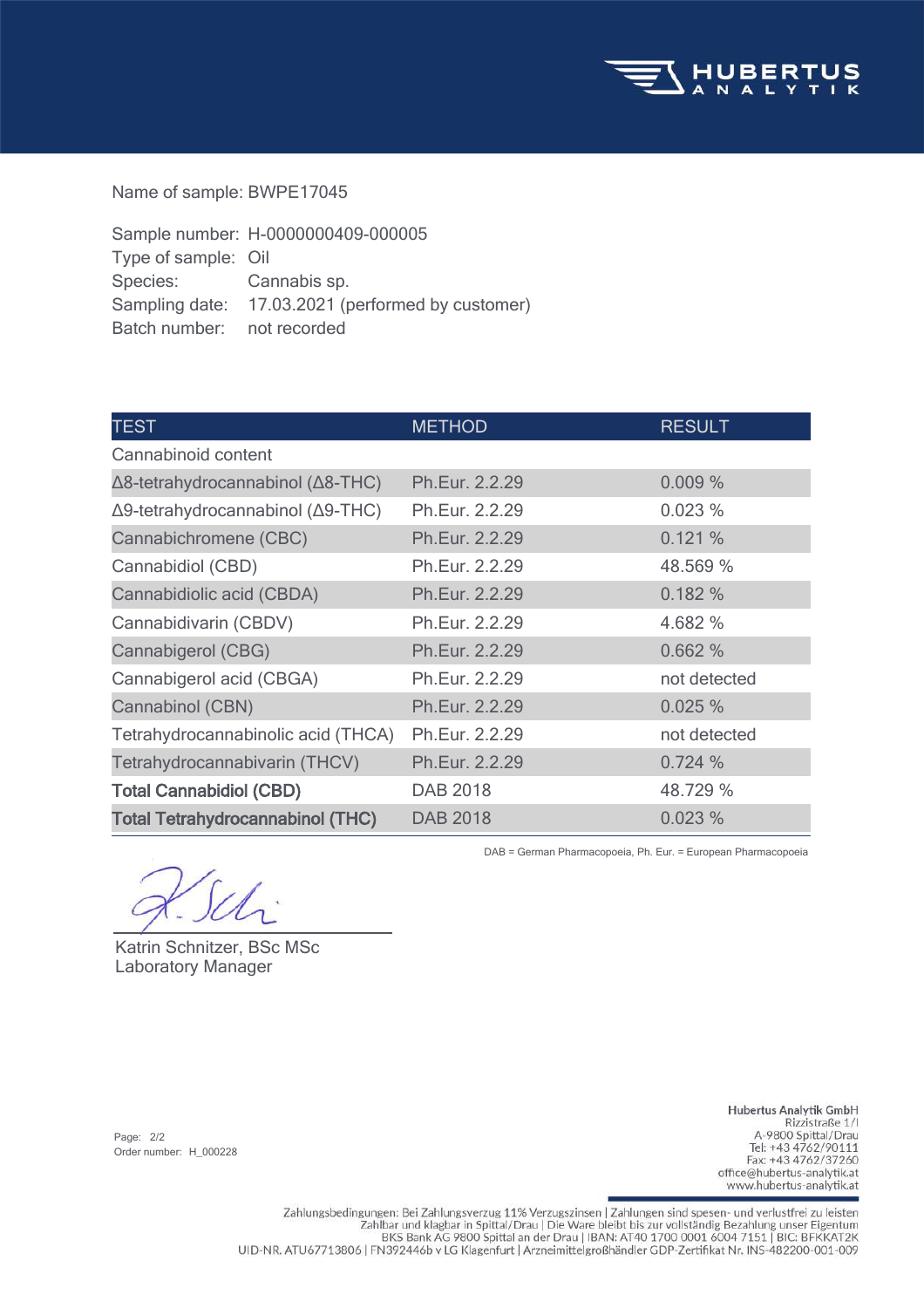HUBERTUS ANALYTIK

Name of sample: BWPE17045

Sample number: H-0000000409-000005
Type of sample: Oil
Species: Cannabis sp.
Sampling date: 17.03.2021 (performed by customer)
Batch number: not recorded

| TEST | METHOD | RESULT |
|---|---|---|
| Cannabinoid content | | |
| Δ8-tetrahydrocannabinol (Δ8-THC) | Ph.Eur. 2.2.29 | 0.009 % |
| Δ9-tetrahydrocannabinol (Δ9-THC) | Ph.Eur. 2.2.29 | 0.023 % |
| Cannabichromene (CBC) | Ph.Eur. 2.2.29 | 0.121 % |
| Cannabidiol (CBD) | Ph.Eur. 2.2.29 | 48.569 % |
| Cannabidiolic acid (CBDA) | Ph.Eur. 2.2.29 | 0.182 % |
| Cannabidivarin (CBDV) | Ph.Eur. 2.2.29 | 4.682 % |
| Cannabigerol (CBG) | Ph.Eur. 2.2.29 | 0.662 % |
| Cannabigerol acid (CBGA) | Ph.Eur. 2.2.29 | not detected |
| Cannabinol (CBN) | Ph.Eur. 2.2.29 | 0.025 % |
| Tetrahydrocannabinolic acid (THCA) | Ph.Eur. 2.2.29 | not detected |
| Tetrahydrocannabivarin (THCV) | Ph.Eur. 2.2.29 | 0.724 % |
| **Total Cannabidiol (CBD)** | DAB 2018 | 48.729 % |
| **Total Tetrahydrocannabinol (THC)** | DAB 2018 | 0.023 % |

DAB = German Pharmacopoeia, Ph. Eur. = European Pharmacopoeia

Katrin Schnitzer, BSc MSc
Laboratory Manager

Order number: H_000228

Hubertus Analytik GmbH
Rizzistraße 1/I
A-9800 Spittal/Drau
Tel: +43 4762/90111
Fax: +43 4762/37260
office@hubertus-analytik.at
www.hubertus-analytik.at

Zahlungsbedingungen: Bei Zahlungsverzug 11% Verzugszinsen | Zahlungen sind spesen- und verlustfrei zu leisten
Zahlbar und klagbar in Spittal/Drau | Die Ware bleibt bis zur vollständig Bezahlung unser Eigentum
BKS Bank AG 9800 Spittal an der Drau | IBAN: AT40 1700 0001 6004 7151 | BIC: BFKKAT2K
UID-NR. ATU67713806 | FN392446b v LG Klagenfurt | Arzneimittelgroßhändler GDP-Zertifikat Nr. INS-482200-001-009